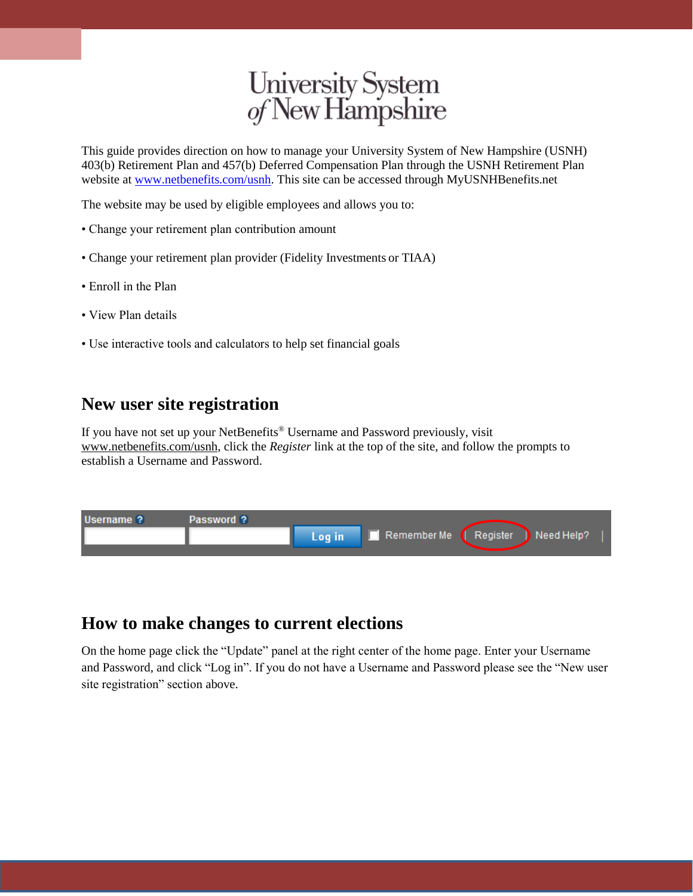University System of New Hampshire

This guide provides direction on how to manage your University System of New Hampshire (USNH) 403(b) Retirement Plan and 457(b) Deferred Compensation Plan through the USNH Retirement Plan website at www.netbenefits.com/usnh. This site can be accessed through MyUSNHBenefits.net

The website may be used by eligible employees and allows you to:

- Change your retirement plan contribution amount
- Change your retirement plan provider (Fidelity Investments or TIAA)
- Enroll in the Plan
- View Plan details
- Use interactive tools and calculators to help set financial goals

## New user site registration

If you have not set up your NetBenefits® Username and Password previously, visit www.netbenefits.com/usnh, click the *Register* link at the top of the site, and follow the prompts to establish a Username and Password.

Username ? Password ? Log in Remember Me | Register | Need Help? |

## How to make changes to current elections

On the home page click the "Update" panel at the right center of the home page. Enter your Username and Password, and click "Log in". If you do not have a Username and Password please see the "New user site registration" section above.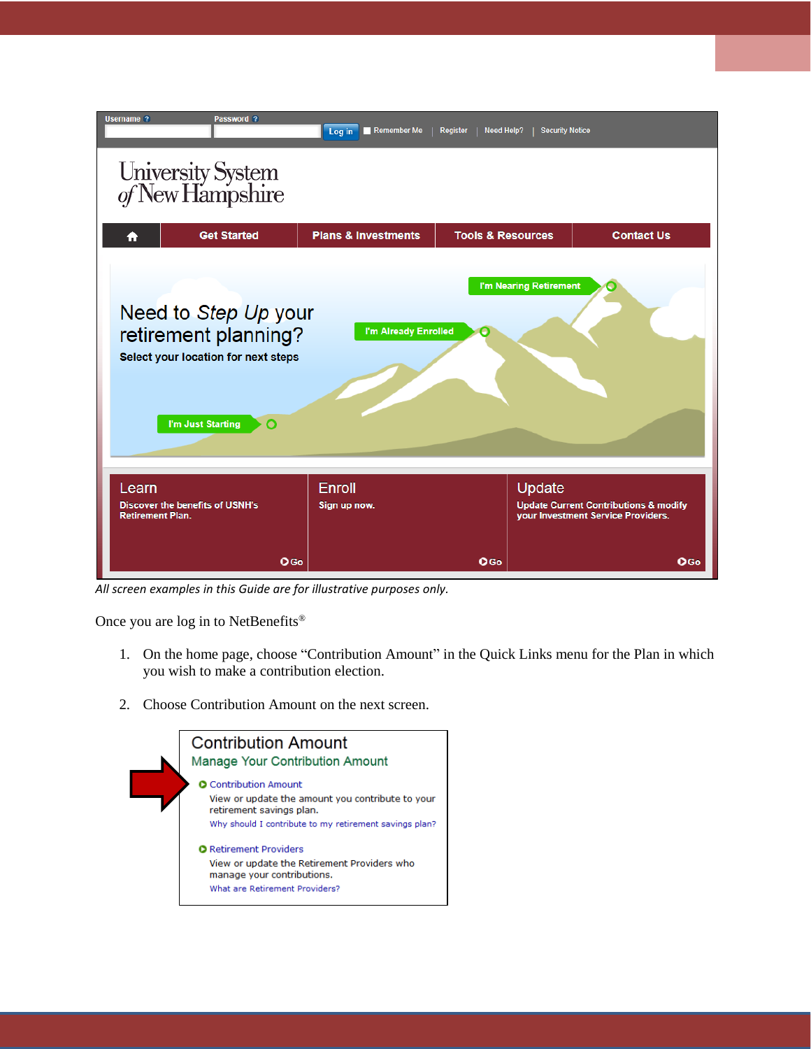*All screen examples in this Guide are for illustrative purposes only.*

Once you are log in to NetBenefits®

1. On the home page, choose "Contribution Amount" in the Quick Links menu for the Plan in which you wish to make a contribution election.

2. Choose Contribution Amount on the next screen.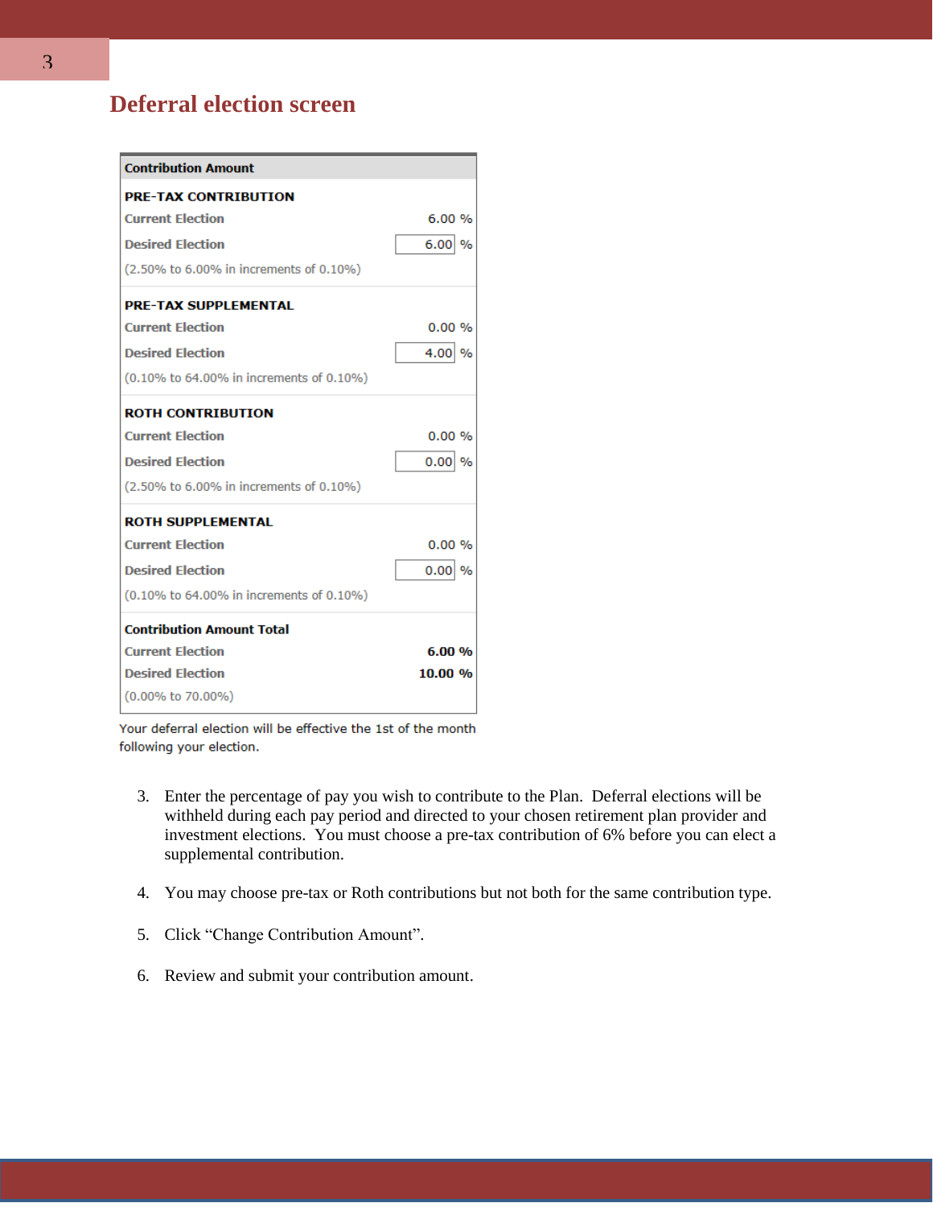# Deferral election screen

| Contribution Amount | |
|---|---|
| **PRE-TAX CONTRIBUTION** | |
| Current Election | 6.00 % |
| Desired Election | 6.00 % |
| (2.50% to 6.00% in increments of 0.10%) | |
| **PRE-TAX SUPPLEMENTAL** | |
| Current Election | 0.00 % |
| Desired Election | 4.00 % |
| (0.10% to 64.00% in increments of 0.10%) | |
| **ROTH CONTRIBUTION** | |
| Current Election | 0.00 % |
| Desired Election | 0.00 % |
| (2.50% to 6.00% in increments of 0.10%) | |
| **ROTH SUPPLEMENTAL** | |
| Current Election | 0.00 % |
| Desired Election | 0.00 % |
| (0.10% to 64.00% in increments of 0.10%) | |
| **Contribution Amount Total** | |
| Current Election | **6.00 %** |
| Desired Election | **10.00 %** |
| (0.00% to 70.00%) | |

Your deferral election will be effective the 1st of the month following your election.

3. Enter the percentage of pay you wish to contribute to the Plan. Deferral elections will be withheld during each pay period and directed to your chosen retirement plan provider and investment elections. You must choose a pre-tax contribution of 6% before you can elect a supplemental contribution.

4. You may choose pre-tax or Roth contributions but not both for the same contribution type.

5. Click "Change Contribution Amount".

6. Review and submit your contribution amount.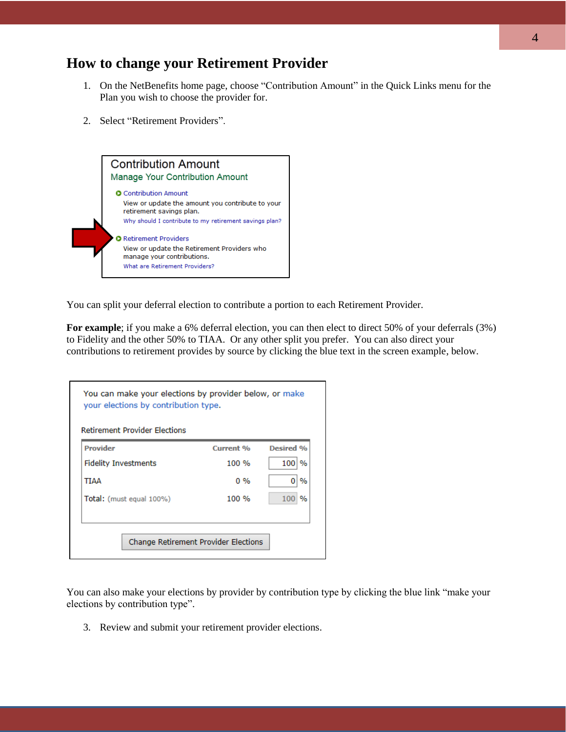# How to change your Retirement Provider

1. On the NetBenefits home page, choose "Contribution Amount" in the Quick Links menu for the Plan you wish to choose the provider for.

2. Select "Retirement Providers".

**Contribution Amount**
Manage Your Contribution Amount

- Contribution Amount
  View or update the amount you contribute to your retirement savings plan.
  Why should I contribute to my retirement savings plan?
- Retirement Providers
  View or update the Retirement Providers who manage your contributions.
  What are Retirement Providers?

You can split your deferral election to contribute a portion to each Retirement Provider.

**For example**; if you make a 6% deferral election, you can then elect to direct 50% of your deferrals (3%) to Fidelity and the other 50% to TIAA. Or any other split you prefer. You can also direct your contributions to retirement provides by source by clicking the blue text in the screen example, below.

You can make your elections by provider below, or make your elections by contribution type.

Retirement Provider Elections

| Provider | Current % | Desired % |
|---|---|---|
| Fidelity Investments | 100 % | 100 % |
| TIAA | 0 % | 0 % |
| Total: (must equal 100%) | 100 % | 100 % |

Change Retirement Provider Elections

You can also make your elections by provider by contribution type by clicking the blue link "make your elections by contribution type".

3. Review and submit your retirement provider elections.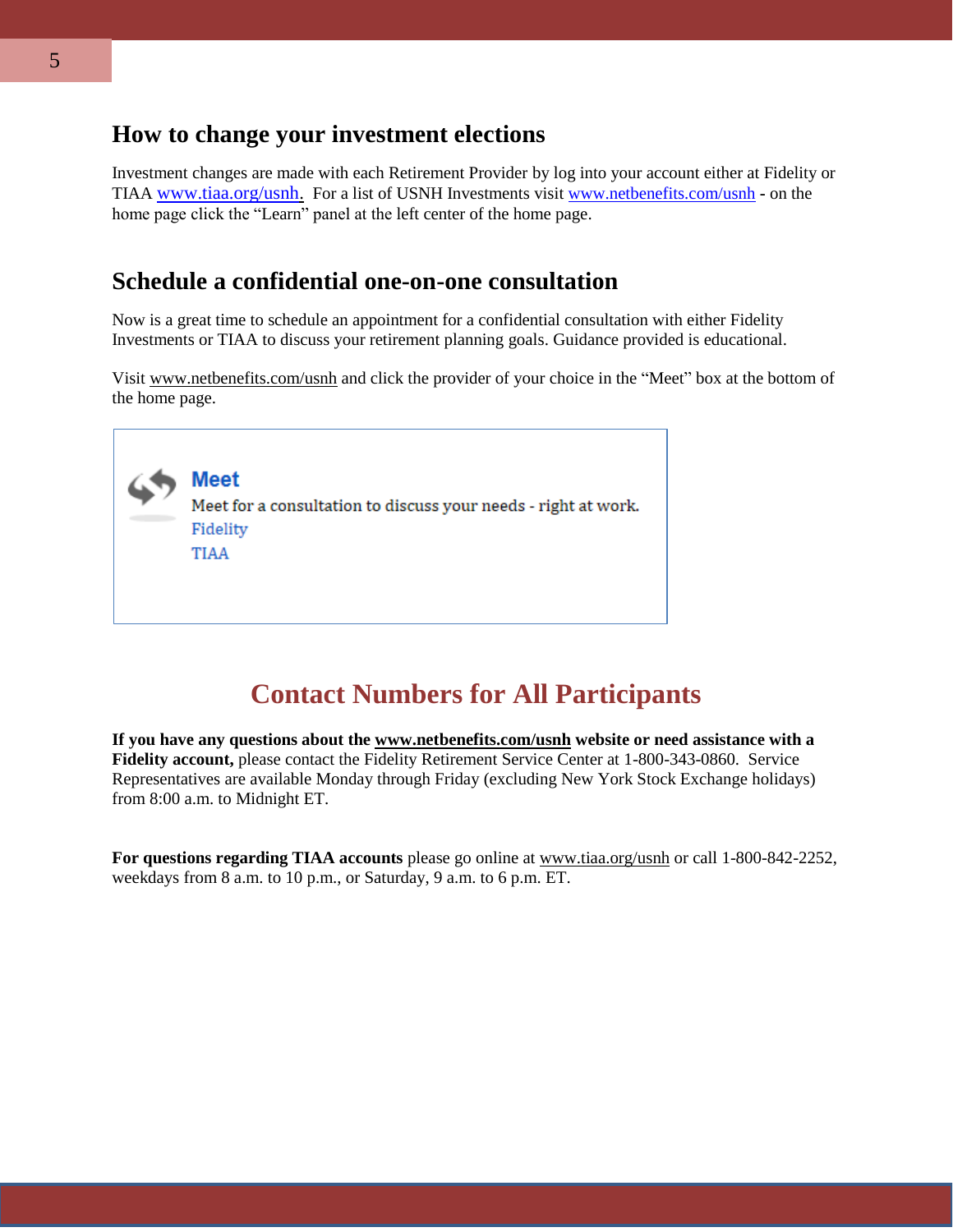## How to change your investment elections

Investment changes are made with each Retirement Provider by log into your account either at Fidelity or TIAA www.tiaa.org/usnh. For a list of USNH Investments visit www.netbenefits.com/usnh - on the home page click the "Learn" panel at the left center of the home page.

## Schedule a confidential one-on-one consultation

Now is a great time to schedule an appointment for a confidential consultation with either Fidelity Investments or TIAA to discuss your retirement planning goals. Guidance provided is educational.

Visit www.netbenefits.com/usnh and click the provider of your choice in the "Meet" box at the bottom of the home page.

**Meet**

Meet for a consultation to discuss your needs - right at work.

Fidelity

TIAA

# Contact Numbers for All Participants

**If you have any questions about the www.netbenefits.com/usnh website or need assistance with a Fidelity account,** please contact the Fidelity Retirement Service Center at 1-800-343-0860. Service Representatives are available Monday through Friday (excluding New York Stock Exchange holidays) from 8:00 a.m. to Midnight ET.

**For questions regarding TIAA accounts** please go online at www.tiaa.org/usnh or call 1-800-842-2252, weekdays from 8 a.m. to 10 p.m., or Saturday, 9 a.m. to 6 p.m. ET.